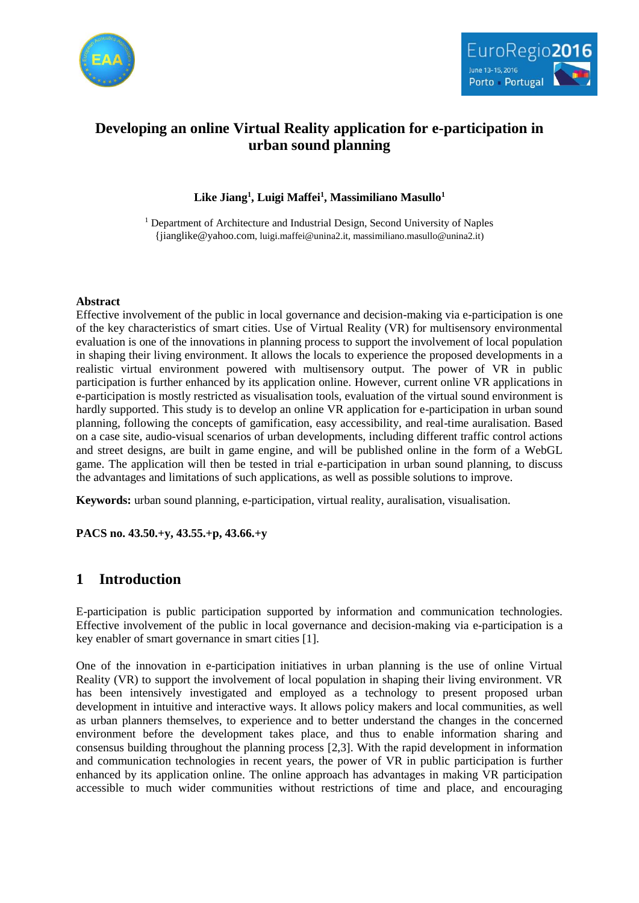# Developing an online Virtual Reality application for e-participation in urban sound planning

**Like Jiang[1], Luigi Maffei[1], Massimiliano Masullo[1]**

[1] Department of Architecture and Industrial Design, Second University of Naples
{jianglike@yahoo.com, luigi.maffei@unina2.it, massimiliano.masullo@unina2.it)

## Abstract

Effective involvement of the public in local governance and decision-making via e-participation is one of the key characteristics of smart cities. Use of Virtual Reality (VR) for multisensory environmental evaluation is one of the innovations in planning process to support the involvement of local population in shaping their living environment. It allows the locals to experience the proposed developments in a realistic virtual environment powered with multisensory output. The power of VR in public participation is further enhanced by its application online. However, current online VR applications in e-participation is mostly restricted as visualisation tools, evaluation of the virtual sound environment is hardly supported. This study is to develop an online VR application for e-participation in urban sound planning, following the concepts of gamification, easy accessibility, and real-time auralisation. Based on a case site, audio-visual scenarios of urban developments, including different traffic control actions and street designs, are built in game engine, and will be published online in the form of a WebGL game. The application will then be tested in trial e-participation in urban sound planning, to discuss the advantages and limitations of such applications, as well as possible solutions to improve.

**Keywords:** urban sound planning, e-participation, virtual reality, auralisation, visualisation.

**PACS no. 43.50.+y, 43.55.+p, 43.66.+y**

## 1 Introduction

E-participation is public participation supported by information and communication technologies. Effective involvement of the public in local governance and decision-making via e-participation is a key enabler of smart governance in smart cities [1].

One of the innovation in e-participation initiatives in urban planning is the use of online Virtual Reality (VR) to support the involvement of local population in shaping their living environment. VR has been intensively investigated and employed as a technology to present proposed urban development in intuitive and interactive ways. It allows policy makers and local communities, as well as urban planners themselves, to experience and to better understand the changes in the concerned environment before the development takes place, and thus to enable information sharing and consensus building throughout the planning process [2,3]. With the rapid development in information and communication technologies in recent years, the power of VR in public participation is further enhanced by its application online. The online approach has advantages in making VR participation accessible to much wider communities without restrictions of time and place, and encouraging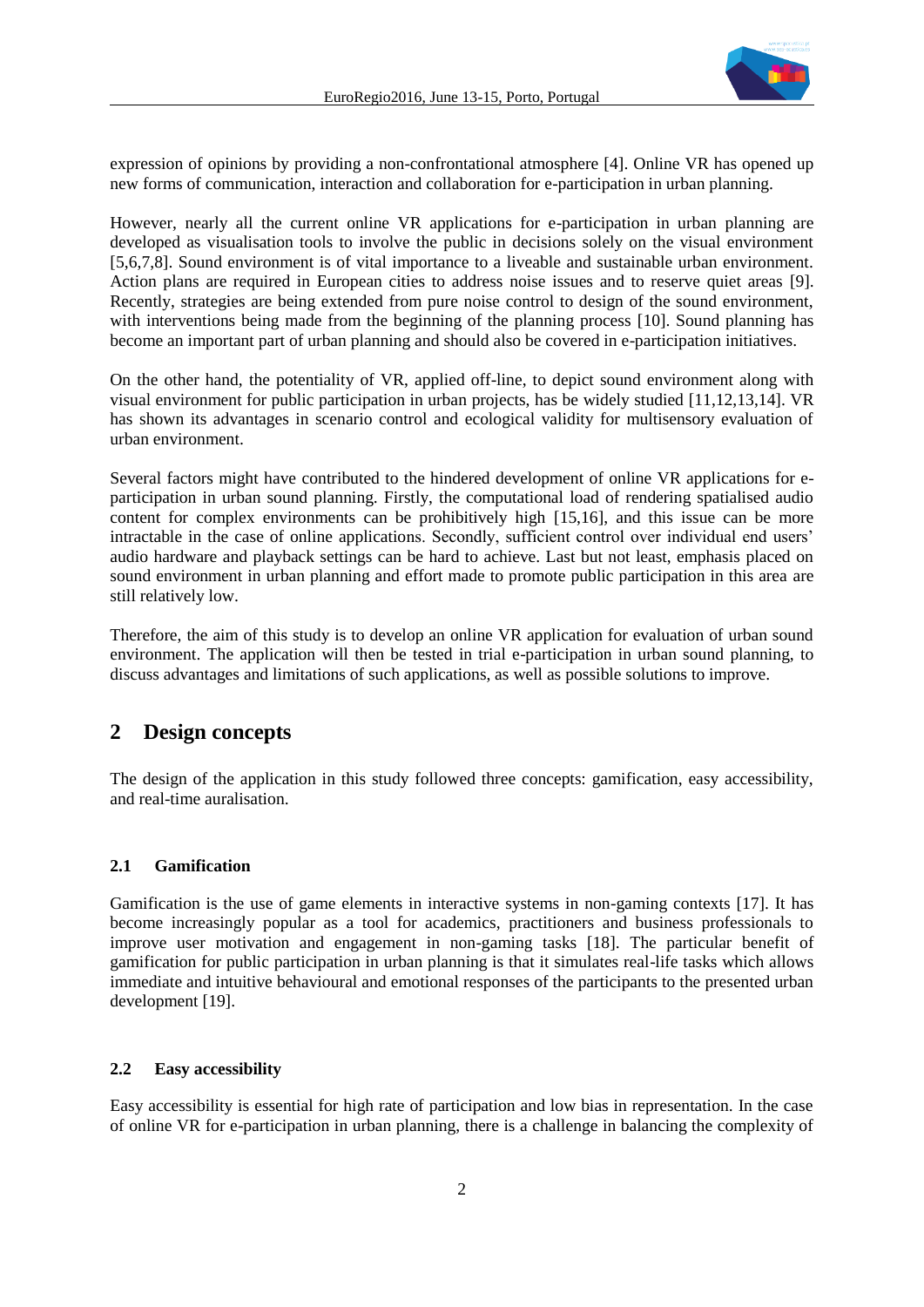expression of opinions by providing a non-confrontational atmosphere [4]. Online VR has opened up new forms of communication, interaction and collaboration for e-participation in urban planning.

However, nearly all the current online VR applications for e-participation in urban planning are developed as visualisation tools to involve the public in decisions solely on the visual environment [5,6,7,8]. Sound environment is of vital importance to a liveable and sustainable urban environment. Action plans are required in European cities to address noise issues and to reserve quiet areas [9]. Recently, strategies are being extended from pure noise control to design of the sound environment, with interventions being made from the beginning of the planning process [10]. Sound planning has become an important part of urban planning and should also be covered in e-participation initiatives.

On the other hand, the potentiality of VR, applied off-line, to depict sound environment along with visual environment for public participation in urban projects, has be widely studied [11,12,13,14]. VR has shown its advantages in scenario control and ecological validity for multisensory evaluation of urban environment.

Several factors might have contributed to the hindered development of online VR applications for e-participation in urban sound planning. Firstly, the computational load of rendering spatialised audio content for complex environments can be prohibitively high [15,16], and this issue can be more intractable in the case of online applications. Secondly, sufficient control over individual end users' audio hardware and playback settings can be hard to achieve. Last but not least, emphasis placed on sound environment in urban planning and effort made to promote public participation in this area are still relatively low.

Therefore, the aim of this study is to develop an online VR application for evaluation of urban sound environment. The application will then be tested in trial e-participation in urban sound planning, to discuss advantages and limitations of such applications, as well as possible solutions to improve.

## 2 Design concepts

The design of the application in this study followed three concepts: gamification, easy accessibility, and real-time auralisation.

### 2.1 Gamification

Gamification is the use of game elements in interactive systems in non-gaming contexts [17]. It has become increasingly popular as a tool for academics, practitioners and business professionals to improve user motivation and engagement in non-gaming tasks [18]. The particular benefit of gamification for public participation in urban planning is that it simulates real-life tasks which allows immediate and intuitive behavioural and emotional responses of the participants to the presented urban development [19].

### 2.2 Easy accessibility

Easy accessibility is essential for high rate of participation and low bias in representation. In the case of online VR for e-participation in urban planning, there is a challenge in balancing the complexity of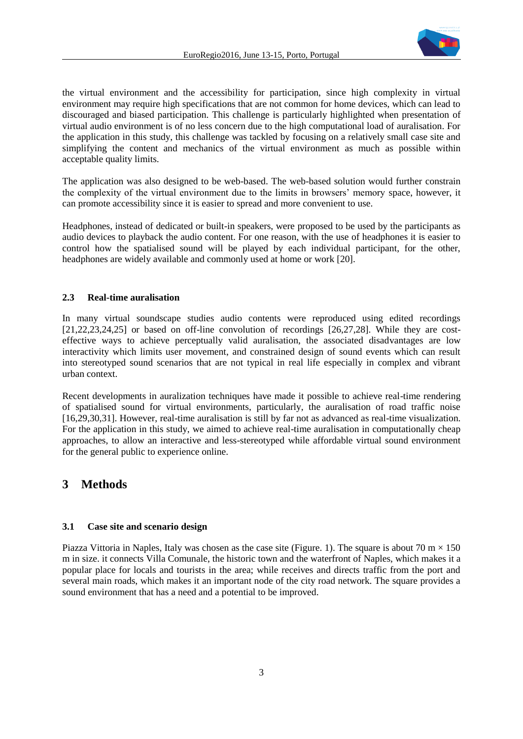the virtual environment and the accessibility for participation, since high complexity in virtual environment may require high specifications that are not common for home devices, which can lead to discouraged and biased participation. This challenge is particularly highlighted when presentation of virtual audio environment is of no less concern due to the high computational load of auralisation. For the application in this study, this challenge was tackled by focusing on a relatively small case site and simplifying the content and mechanics of the virtual environment as much as possible within acceptable quality limits.

The application was also designed to be web-based. The web-based solution would further constrain the complexity of the virtual environment due to the limits in browsers' memory space, however, it can promote accessibility since it is easier to spread and more convenient to use.

Headphones, instead of dedicated or built-in speakers, were proposed to be used by the participants as audio devices to playback the audio content. For one reason, with the use of headphones it is easier to control how the spatialised sound will be played by each individual participant, for the other, headphones are widely available and commonly used at home or work [20].

### 2.3 Real-time auralisation

In many virtual soundscape studies audio contents were reproduced using edited recordings [21,22,23,24,25] or based on off-line convolution of recordings [26,27,28]. While they are cost-effective ways to achieve perceptually valid auralisation, the associated disadvantages are low interactivity which limits user movement, and constrained design of sound events which can result into stereotyped sound scenarios that are not typical in real life especially in complex and vibrant urban context.

Recent developments in auralization techniques have made it possible to achieve real-time rendering of spatialised sound for virtual environments, particularly, the auralisation of road traffic noise [16,29,30,31]. However, real-time auralisation is still by far not as advanced as real-time visualization. For the application in this study, we aimed to achieve real-time auralisation in computationally cheap approaches, to allow an interactive and less-stereotyped while affordable virtual sound environment for the general public to experience online.

## 3 Methods

### 3.1 Case site and scenario design

Piazza Vittoria in Naples, Italy was chosen as the case site (Figure. 1). The square is about 70 m × 150 m in size. it connects Villa Comunale, the historic town and the waterfront of Naples, which makes it a popular place for locals and tourists in the area; while receives and directs traffic from the port and several main roads, which makes it an important node of the city road network. The square provides a sound environment that has a need and a potential to be improved.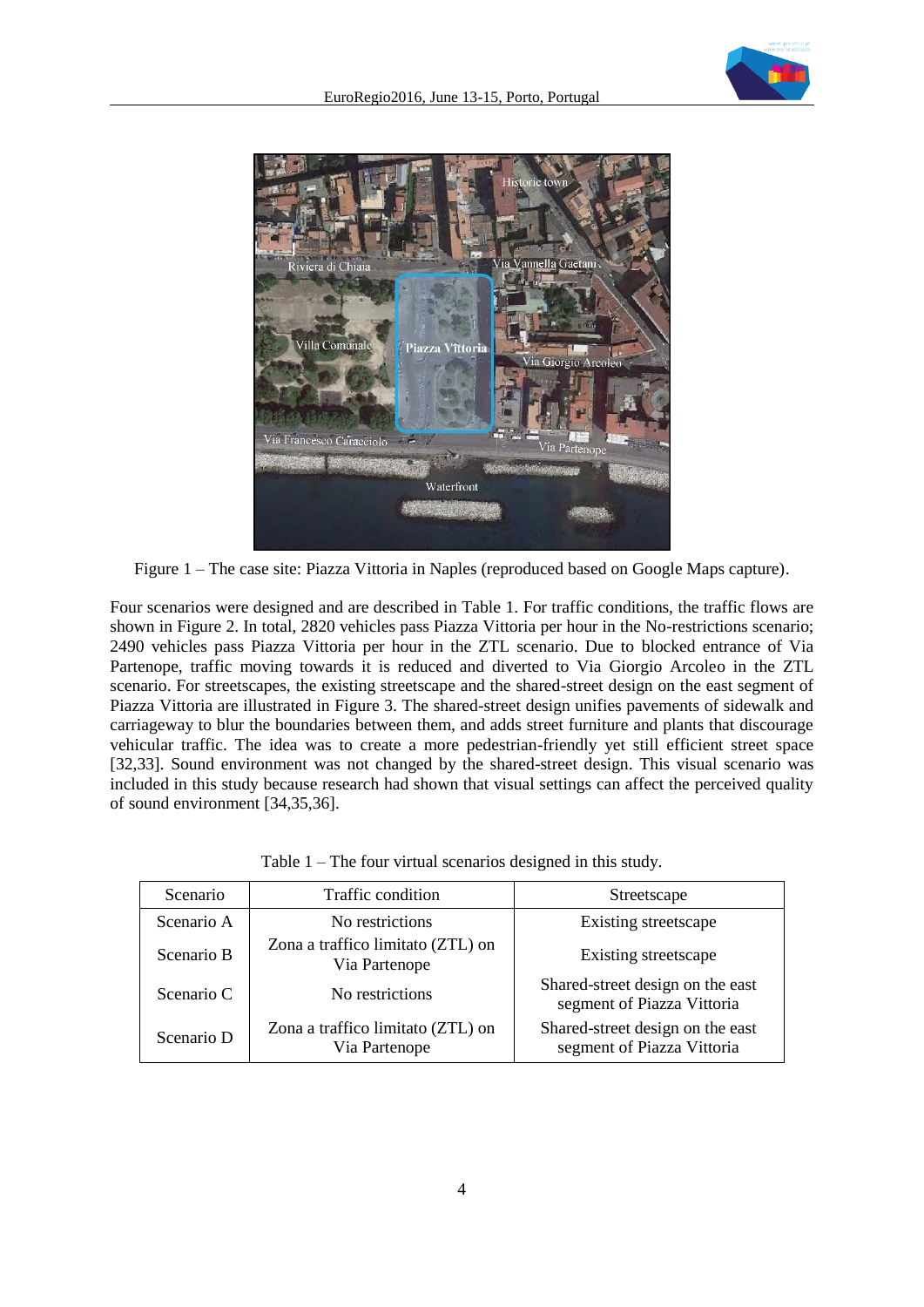Figure 1 – The case site: Piazza Vittoria in Naples (reproduced based on Google Maps capture).

Four scenarios were designed and are described in Table 1. For traffic conditions, the traffic flows are shown in Figure 2. In total, 2820 vehicles pass Piazza Vittoria per hour in the No-restrictions scenario; 2490 vehicles pass Piazza Vittoria per hour in the ZTL scenario. Due to blocked entrance of Via Partenope, traffic moving towards it is reduced and diverted to Via Giorgio Arcoleo in the ZTL scenario. For streetscapes, the existing streetscape and the shared-street design on the east segment of Piazza Vittoria are illustrated in Figure 3. The shared-street design unifies pavements of sidewalk and carriageway to blur the boundaries between them, and adds street furniture and plants that discourage vehicular traffic. The idea was to create a more pedestrian-friendly yet still efficient street space [32,33]. Sound environment was not changed by the shared-street design. This visual scenario was included in this study because research had shown that visual settings can affect the perceived quality of sound environment [34,35,36].

Table 1 – The four virtual scenarios designed in this study.

| Scenario | Traffic condition | Streetscape |
|---|---|---|
| Scenario A | No restrictions | Existing streetscape |
| Scenario B | Zona a traffico limitato (ZTL) on Via Partenope | Existing streetscape |
| Scenario C | No restrictions | Shared-street design on the east segment of Piazza Vittoria |
| Scenario D | Zona a traffico limitato (ZTL) on Via Partenope | Shared-street design on the east segment of Piazza Vittoria |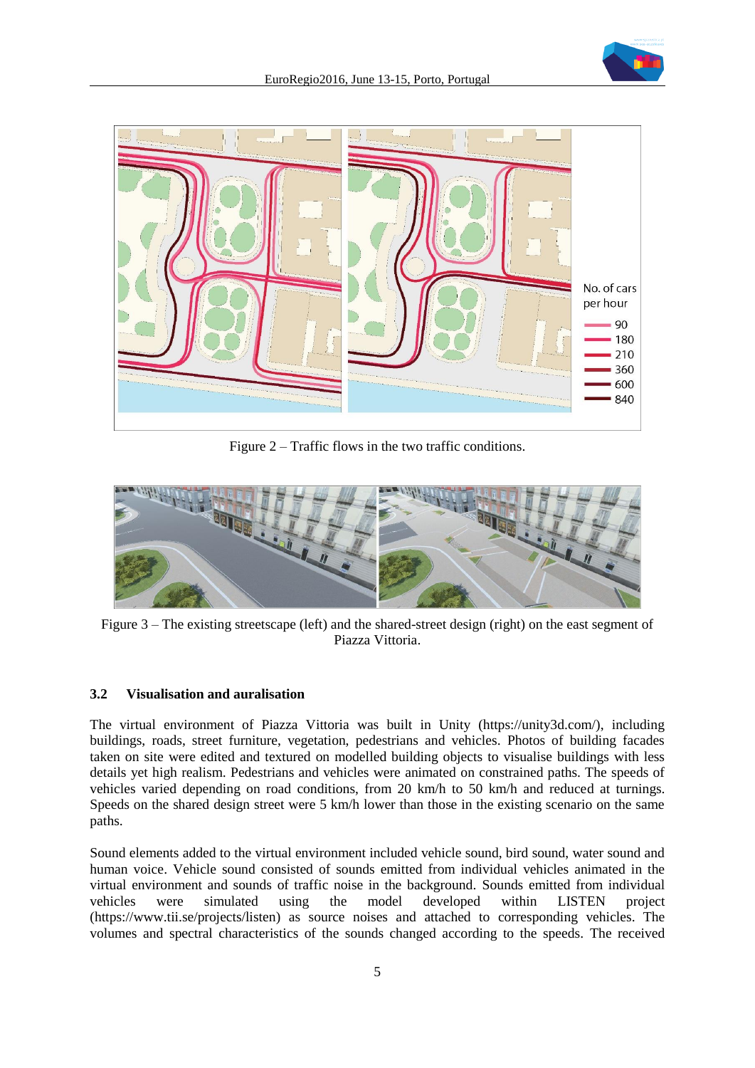Figure 2 – Traffic flows in the two traffic conditions.

Figure 3 – The existing streetscape (left) and the shared-street design (right) on the east segment of Piazza Vittoria.

### 3.2 Visualisation and auralisation

The virtual environment of Piazza Vittoria was built in Unity (https://unity3d.com/), including buildings, roads, street furniture, vegetation, pedestrians and vehicles. Photos of building facades taken on site were edited and textured on modelled building objects to visualise buildings with less details yet high realism. Pedestrians and vehicles were animated on constrained paths. The speeds of vehicles varied depending on road conditions, from 20 km/h to 50 km/h and reduced at turnings. Speeds on the shared design street were 5 km/h lower than those in the existing scenario on the same paths.

Sound elements added to the virtual environment included vehicle sound, bird sound, water sound and human voice. Vehicle sound consisted of sounds emitted from individual vehicles animated in the virtual environment and sounds of traffic noise in the background. Sounds emitted from individual vehicles were simulated using the model developed within LISTEN project (https://www.tii.se/projects/listen) as source noises and attached to corresponding vehicles. The volumes and spectral characteristics of the sounds changed according to the speeds. The received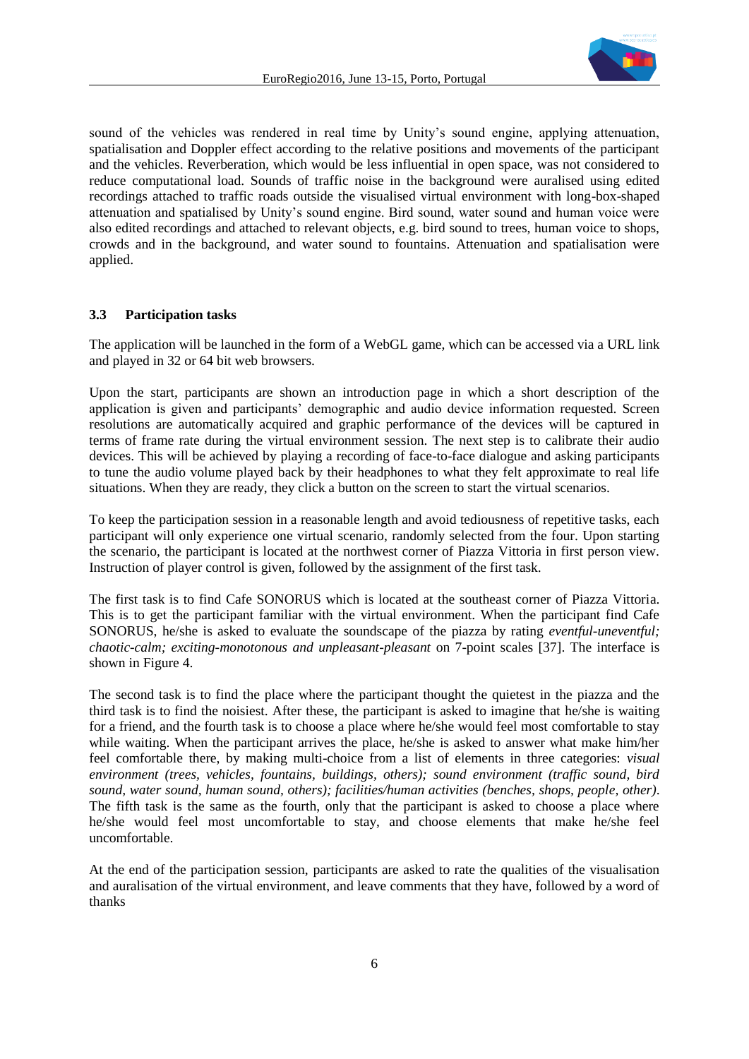sound of the vehicles was rendered in real time by Unity's sound engine, applying attenuation, spatialisation and Doppler effect according to the relative positions and movements of the participant and the vehicles. Reverberation, which would be less influential in open space, was not considered to reduce computational load. Sounds of traffic noise in the background were auralised using edited recordings attached to traffic roads outside the visualised virtual environment with long-box-shaped attenuation and spatialised by Unity's sound engine. Bird sound, water sound and human voice were also edited recordings and attached to relevant objects, e.g. bird sound to trees, human voice to shops, crowds and in the background, and water sound to fountains. Attenuation and spatialisation were applied.

### 3.3 Participation tasks

The application will be launched in the form of a WebGL game, which can be accessed via a URL link and played in 32 or 64 bit web browsers.

Upon the start, participants are shown an introduction page in which a short description of the application is given and participants' demographic and audio device information requested. Screen resolutions are automatically acquired and graphic performance of the devices will be captured in terms of frame rate during the virtual environment session. The next step is to calibrate their audio devices. This will be achieved by playing a recording of face-to-face dialogue and asking participants to tune the audio volume played back by their headphones to what they felt approximate to real life situations. When they are ready, they click a button on the screen to start the virtual scenarios.

To keep the participation session in a reasonable length and avoid tediousness of repetitive tasks, each participant will only experience one virtual scenario, randomly selected from the four. Upon starting the scenario, the participant is located at the northwest corner of Piazza Vittoria in first person view. Instruction of player control is given, followed by the assignment of the first task.

The first task is to find Cafe SONORUS which is located at the southeast corner of Piazza Vittoria. This is to get the participant familiar with the virtual environment. When the participant find Cafe SONORUS, he/she is asked to evaluate the soundscape of the piazza by rating *eventful-uneventful; chaotic-calm; exciting-monotonous and unpleasant-pleasant* on 7-point scales [37]. The interface is shown in Figure 4.

The second task is to find the place where the participant thought the quietest in the piazza and the third task is to find the noisiest. After these, the participant is asked to imagine that he/she is waiting for a friend, and the fourth task is to choose a place where he/she would feel most comfortable to stay while waiting. When the participant arrives the place, he/she is asked to answer what make him/her feel comfortable there, by making multi-choice from a list of elements in three categories: *visual environment (trees, vehicles, fountains, buildings, others); sound environment (traffic sound, bird sound, water sound, human sound, others); facilities/human activities (benches, shops, people, other)*. The fifth task is the same as the fourth, only that the participant is asked to choose a place where he/she would feel most uncomfortable to stay, and choose elements that make he/she feel uncomfortable.

At the end of the participation session, participants are asked to rate the qualities of the visualisation and auralisation of the virtual environment, and leave comments that they have, followed by a word of thanks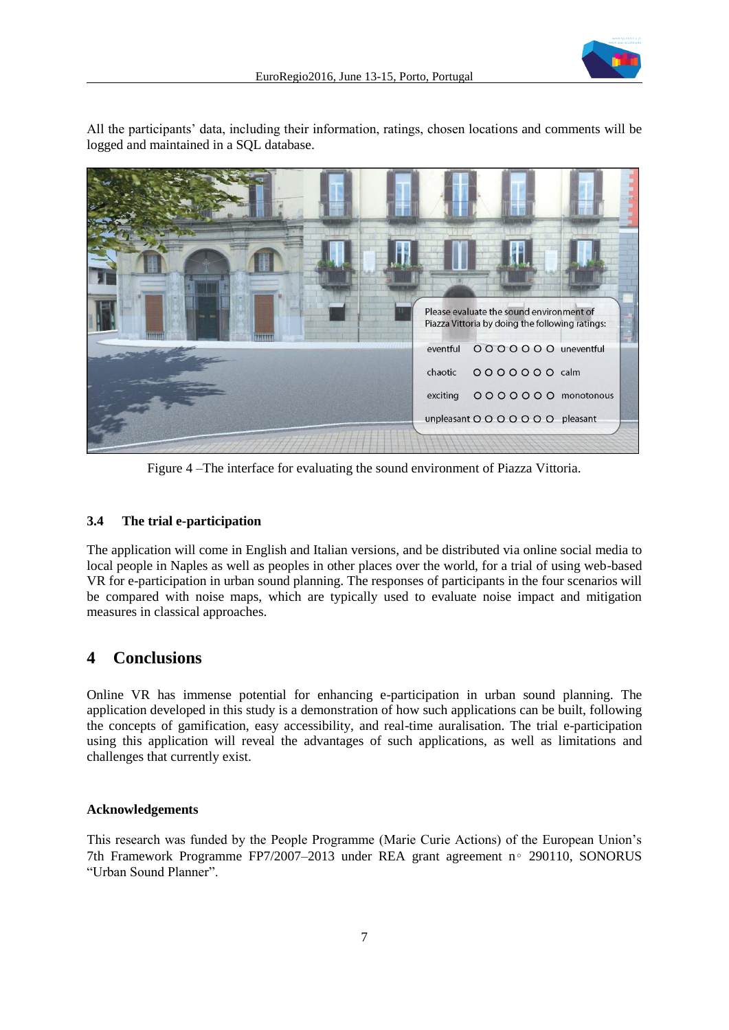All the participants' data, including their information, ratings, chosen locations and comments will be logged and maintained in a SQL database.

Figure 4 –The interface for evaluating the sound environment of Piazza Vittoria.

### 3.4 The trial e-participation

The application will come in English and Italian versions, and be distributed via online social media to local people in Naples as well as peoples in other places over the world, for a trial of using web-based VR for e-participation in urban sound planning. The responses of participants in the four scenarios will be compared with noise maps, which are typically used to evaluate noise impact and mitigation measures in classical approaches.

## 4 Conclusions

Online VR has immense potential for enhancing e-participation in urban sound planning. The application developed in this study is a demonstration of how such applications can be built, following the concepts of gamification, easy accessibility, and real-time auralisation. The trial e-participation using this application will reveal the advantages of such applications, as well as limitations and challenges that currently exist.

**Acknowledgements**

This research was funded by the People Programme (Marie Curie Actions) of the European Union's 7th Framework Programme FP7/2007–2013 under REA grant agreement n◦ 290110, SONORUS "Urban Sound Planner".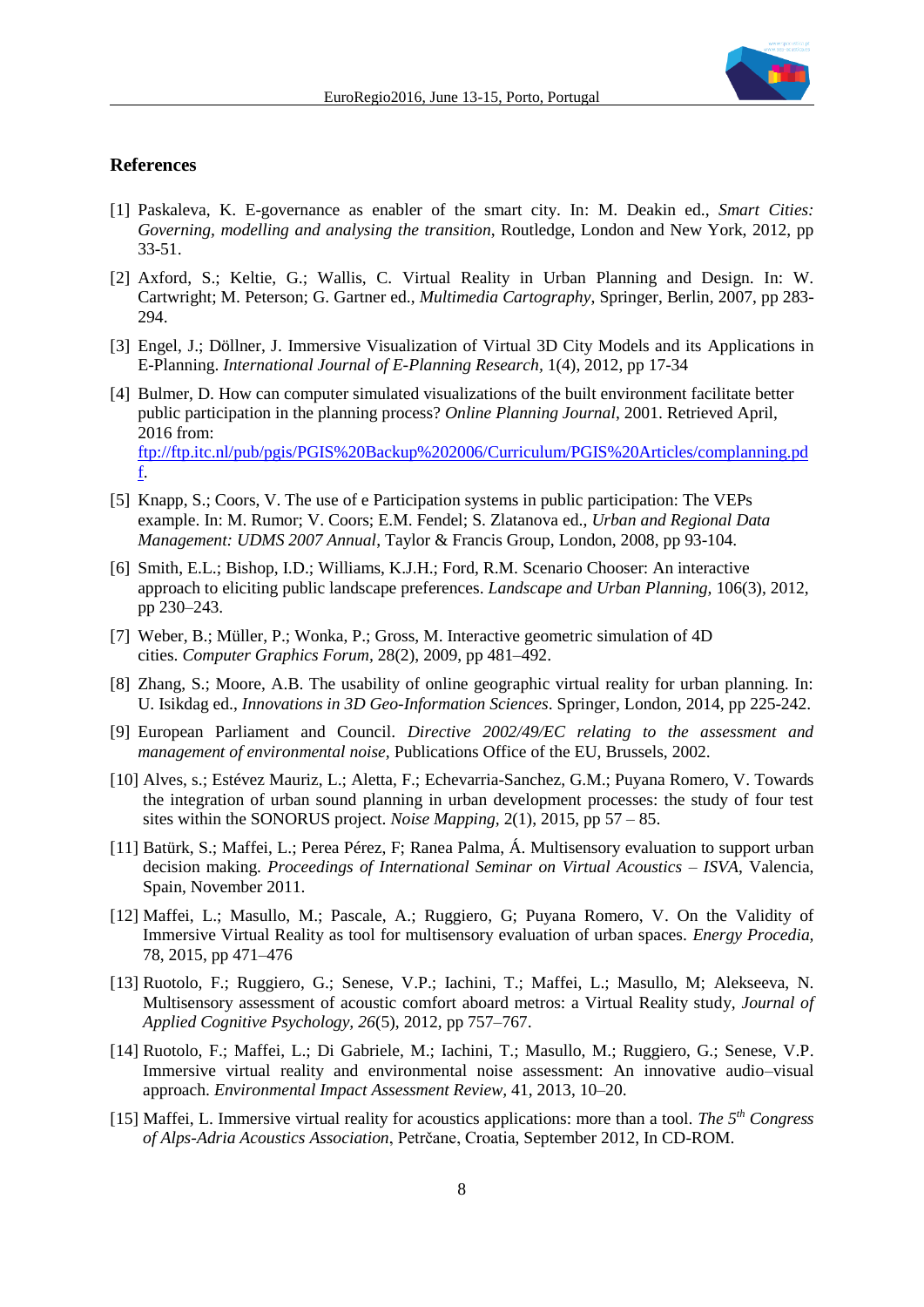## References

[1] Paskaleva, K. E-governance as enabler of the smart city. In: M. Deakin ed., *Smart Cities: Governing, modelling and analysing the transition*, Routledge, London and New York, 2012, pp 33-51.

[2] Axford, S.; Keltie, G.; Wallis, C. Virtual Reality in Urban Planning and Design. In: W. Cartwright; M. Peterson; G. Gartner ed., *Multimedia Cartography*, Springer, Berlin, 2007, pp 283-294.

[3] Engel, J.; Döllner, J. Immersive Visualization of Virtual 3D City Models and its Applications in E-Planning. *International Journal of E-Planning Research*, 1(4), 2012, pp 17-34

[4] Bulmer, D. How can computer simulated visualizations of the built environment facilitate better public participation in the planning process? *Online Planning Journal*, 2001. Retrieved April, 2016 from: ftp://ftp.itc.nl/pub/pgis/PGIS%20Backup%202006/Curriculum/PGIS%20Articles/complanning.pdf.

[5] Knapp, S.; Coors, V. The use of e Participation systems in public participation: The VEPs example. In: M. Rumor; V. Coors; E.M. Fendel; S. Zlatanova ed., *Urban and Regional Data Management: UDMS 2007 Annual*, Taylor & Francis Group, London, 2008, pp 93-104.

[6] Smith, E.L.; Bishop, I.D.; Williams, K.J.H.; Ford, R.M. Scenario Chooser: An interactive approach to eliciting public landscape preferences. *Landscape and Urban Planning*, 106(3), 2012, pp 230–243.

[7] Weber, B.; Müller, P.; Wonka, P.; Gross, M. Interactive geometric simulation of 4D cities. *Computer Graphics Forum*, 28(2), 2009, pp 481–492.

[8] Zhang, S.; Moore, A.B. The usability of online geographic virtual reality for urban planning. In: U. Isikdag ed., *Innovations in 3D Geo-Information Sciences*. Springer, London, 2014, pp 225-242.

[9] European Parliament and Council. *Directive 2002/49/EC relating to the assessment and management of environmental noise*, Publications Office of the EU, Brussels, 2002.

[10] Alves, s.; Estévez Mauriz, L.; Aletta, F.; Echevarria-Sanchez, G.M.; Puyana Romero, V. Towards the integration of urban sound planning in urban development processes: the study of four test sites within the SONORUS project. *Noise Mapping*, 2(1), 2015, pp 57 – 85.

[11] Batürk, S.; Maffei, L.; Perea Pérez, F; Ranea Palma, Á. Multisensory evaluation to support urban decision making. *Proceedings of International Seminar on Virtual Acoustics – ISVA*, Valencia, Spain, November 2011.

[12] Maffei, L.; Masullo, M.; Pascale, A.; Ruggiero, G; Puyana Romero, V. On the Validity of Immersive Virtual Reality as tool for multisensory evaluation of urban spaces. *Energy Procedia*, 78, 2015, pp 471–476

[13] Ruotolo, F.; Ruggiero, G.; Senese, V.P.; Iachini, T.; Maffei, L.; Masullo, M; Alekseeva, N. Multisensory assessment of acoustic comfort aboard metros: a Virtual Reality study, *Journal of Applied Cognitive Psychology*, *26*(5), 2012, pp 757–767.

[14] Ruotolo, F.; Maffei, L.; Di Gabriele, M.; Iachini, T.; Masullo, M.; Ruggiero, G.; Senese, V.P. Immersive virtual reality and environmental noise assessment: An innovative audio–visual approach. *Environmental Impact Assessment Review*, 41, 2013, 10–20.

[15] Maffei, L. Immersive virtual reality for acoustics applications: more than a tool. *The 5th Congress of Alps-Adria Acoustics Association*, Petrčane, Croatia, September 2012, In CD-ROM.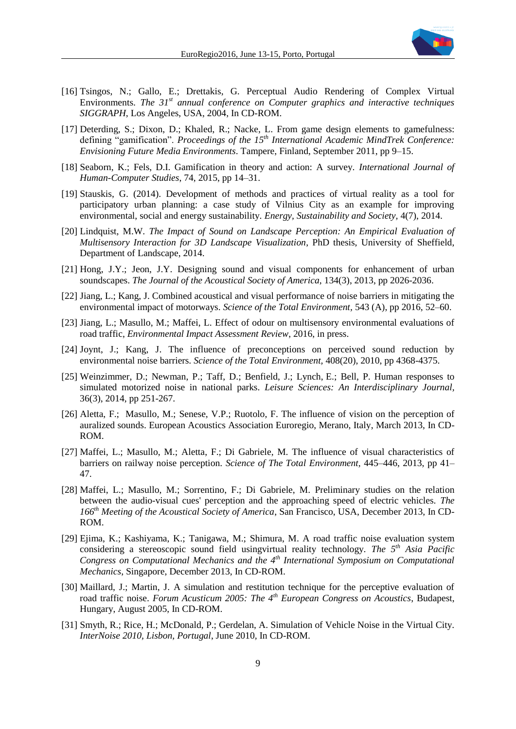[16] Tsingos, N.; Gallo, E.; Drettakis, G. Perceptual Audio Rendering of Complex Virtual Environments. *The 31st annual conference on Computer graphics and interactive techniques SIGGRAPH*, Los Angeles, USA, 2004, In CD-ROM.

[17] Deterding, S.; Dixon, D.; Khaled, R.; Nacke, L. From game design elements to gamefulness: defining "gamification". *Proceedings of the 15th International Academic MindTrek Conference: Envisioning Future Media Environments*. Tampere, Finland, September 2011, pp 9–15.

[18] Seaborn, K.; Fels, D.I. Gamification in theory and action: A survey. *International Journal of Human-Computer Studies*, 74, 2015, pp 14–31.

[19] Stauskis, G. (2014). Development of methods and practices of virtual reality as a tool for participatory urban planning: a case study of Vilnius City as an example for improving environmental, social and energy sustainability. *Energy, Sustainability and Society*, 4(7), 2014.

[20] Lindquist, M.W. *The Impact of Sound on Landscape Perception: An Empirical Evaluation of Multisensory Interaction for 3D Landscape Visualization*, PhD thesis, University of Sheffield, Department of Landscape, 2014.

[21] Hong, J.Y.; Jeon, J.Y. Designing sound and visual components for enhancement of urban soundscapes. *The Journal of the Acoustical Society of America*, 134(3), 2013, pp 2026-2036.

[22] Jiang, L.; Kang, J. Combined acoustical and visual performance of noise barriers in mitigating the environmental impact of motorways. *Science of the Total Environment*, 543 (A), pp 2016, 52–60.

[23] Jiang, L.; Masullo, M.; Maffei, L. Effect of odour on multisensory environmental evaluations of road traffic, *Environmental Impact Assessment Review*, 2016, in press.

[24] Joynt, J.; Kang, J. The influence of preconceptions on perceived sound reduction by environmental noise barriers. *Science of the Total Environment*, 408(20), 2010, pp 4368-4375.

[25] Weinzimmer, D.; Newman, P.; Taff, D.; Benfield, J.; Lynch, E.; Bell, P. Human responses to simulated motorized noise in national parks. *Leisure Sciences: An Interdisciplinary Journal*, 36(3), 2014, pp 251-267.

[26] Aletta, F.; Masullo, M.; Senese, V.P.; Ruotolo, F. The influence of vision on the perception of auralized sounds. European Acoustics Association Euroregio, Merano, Italy, March 2013, In CD-ROM.

[27] Maffei, L.; Masullo, M.; Aletta, F.; Di Gabriele, M. The influence of visual characteristics of barriers on railway noise perception. *Science of The Total Environment*, 445–446, 2013, pp 41–47.

[28] Maffei, L.; Masullo, M.; Sorrentino, F.; Di Gabriele, M. Preliminary studies on the relation between the audio-visual cues' perception and the approaching speed of electric vehicles. *The 166th Meeting of the Acoustical Society of America*, San Francisco, USA, December 2013, In CD-ROM.

[29] Ejima, K.; Kashiyama, K.; Tanigawa, M.; Shimura, M. A road traffic noise evaluation system considering a stereoscopic sound field usingvirtual reality technology. *The 5th Asia Pacific Congress on Computational Mechanics and the 4th International Symposium on Computational Mechanics*, Singapore, December 2013, In CD-ROM.

[30] Maillard, J.; Martin, J. A simulation and restitution technique for the perceptive evaluation of road traffic noise. *Forum Acusticum 2005: The 4th European Congress on Acoustics*, Budapest, Hungary, August 2005, In CD-ROM.

[31] Smyth, R.; Rice, H.; McDonald, P.; Gerdelan, A. Simulation of Vehicle Noise in the Virtual City. *InterNoise 2010, Lisbon, Portugal*, June 2010, In CD-ROM.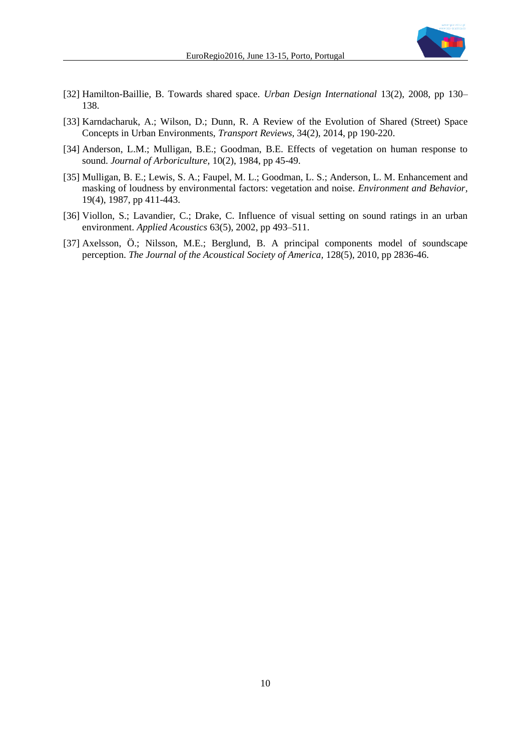[32] Hamilton-Baillie, B. Towards shared space. *Urban Design International* 13(2), 2008, pp 130–138.

[33] Karndacharuk, A.; Wilson, D.; Dunn, R. A Review of the Evolution of Shared (Street) Space Concepts in Urban Environments, *Transport Reviews,* 34(2), 2014, pp 190-220.

[34] Anderson, L.M.; Mulligan, B.E.; Goodman, B.E. Effects of vegetation on human response to sound. *Journal of Arboriculture,* 10(2), 1984, pp 45-49.

[35] Mulligan, B. E.; Lewis, S. A.; Faupel, M. L.; Goodman, L. S.; Anderson, L. M. Enhancement and masking of loudness by environmental factors: vegetation and noise. *Environment and Behavior*, 19(4), 1987, pp 411-443.

[36] Viollon, S.; Lavandier, C.; Drake, C. Influence of visual setting on sound ratings in an urban environment. *Applied Acoustics* 63(5), 2002, pp 493–511.

[37] Axelsson, Ö.; Nilsson, M.E.; Berglund, B. A principal components model of soundscape perception. *The Journal of the Acoustical Society of America,* 128(5), 2010, pp 2836-46.